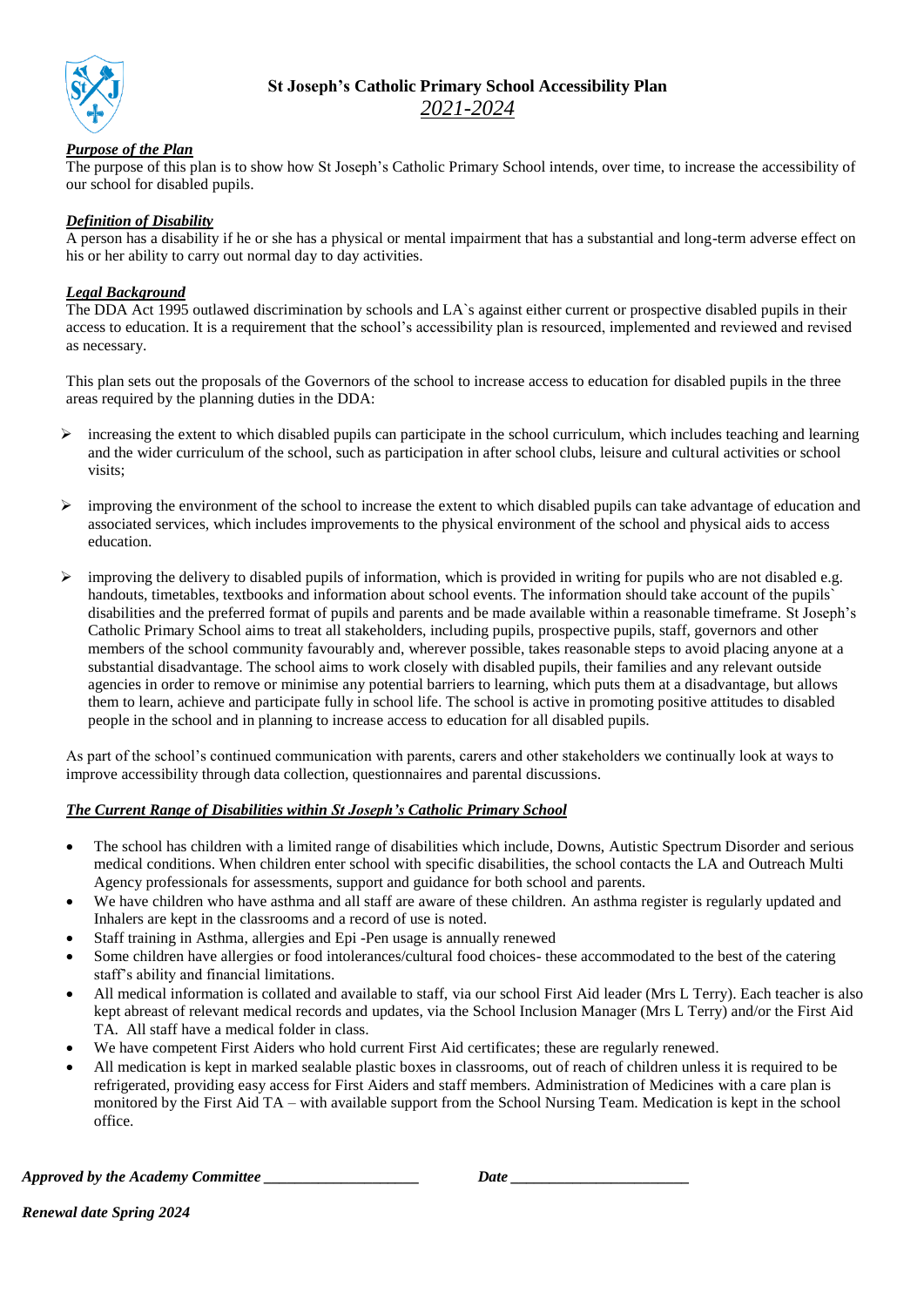# St Joseph's Catholic Primary School Accessibility Plan

*2021-2024*

***Purpose of the Plan***

The purpose of this plan is to show how St Joseph's Catholic Primary School intends, over time, to increase the accessibility of our school for disabled pupils.

***Definition of Disability***

A person has a disability if he or she has a physical or mental impairment that has a substantial and long-term adverse effect on his or her ability to carry out normal day to day activities.

***Legal Background***

The DDA Act 1995 outlawed discrimination by schools and LA`s against either current or prospective disabled pupils in their access to education. It is a requirement that the school's accessibility plan is resourced, implemented and reviewed and revised as necessary.

This plan sets out the proposals of the Governors of the school to increase access to education for disabled pupils in the three areas required by the planning duties in the DDA:

- increasing the extent to which disabled pupils can participate in the school curriculum, which includes teaching and learning and the wider curriculum of the school, such as participation in after school clubs, leisure and cultural activities or school visits;
- improving the environment of the school to increase the extent to which disabled pupils can take advantage of education and associated services, which includes improvements to the physical environment of the school and physical aids to access education.
- improving the delivery to disabled pupils of information, which is provided in writing for pupils who are not disabled e.g. handouts, timetables, textbooks and information about school events. The information should take account of the pupils` disabilities and the preferred format of pupils and parents and be made available within a reasonable timeframe. St Joseph's Catholic Primary School aims to treat all stakeholders, including pupils, prospective pupils, staff, governors and other members of the school community favourably and, wherever possible, takes reasonable steps to avoid placing anyone at a substantial disadvantage. The school aims to work closely with disabled pupils, their families and any relevant outside agencies in order to remove or minimise any potential barriers to learning, which puts them at a disadvantage, but allows them to learn, achieve and participate fully in school life. The school is active in promoting positive attitudes to disabled people in the school and in planning to increase access to education for all disabled pupils.

As part of the school's continued communication with parents, carers and other stakeholders we continually look at ways to improve accessibility through data collection, questionnaires and parental discussions.

***The Current Range of Disabilities within St Joseph's Catholic Primary School***

- The school has children with a limited range of disabilities which include, Downs, Autistic Spectrum Disorder and serious medical conditions. When children enter school with specific disabilities, the school contacts the LA and Outreach Multi Agency professionals for assessments, support and guidance for both school and parents.
- We have children who have asthma and all staff are aware of these children. An asthma register is regularly updated and Inhalers are kept in the classrooms and a record of use is noted.
- Staff training in Asthma, allergies and Epi -Pen usage is annually renewed
- Some children have allergies or food intolerances/cultural food choices- these accommodated to the best of the catering staff's ability and financial limitations.
- All medical information is collated and available to staff, via our school First Aid leader (Mrs L Terry). Each teacher is also kept abreast of relevant medical records and updates, via the School Inclusion Manager (Mrs L Terry) and/or the First Aid TA. All staff have a medical folder in class.
- We have competent First Aiders who hold current First Aid certificates; these are regularly renewed.
- All medication is kept in marked sealable plastic boxes in classrooms, out of reach of children unless it is required to be refrigerated, providing easy access for First Aiders and staff members. Administration of Medicines with a care plan is monitored by the First Aid TA – with available support from the School Nursing Team. Medication is kept in the school office.

***Approved by the Academy Committee \_\_\_\_\_\_\_\_\_\_\_\_\_\_\_\_\_\_\_\_*** ***Date \_\_\_\_\_\_\_\_\_\_\_\_\_\_\_\_\_\_\_\_\_\_\_***

***Renewal date Spring 2024***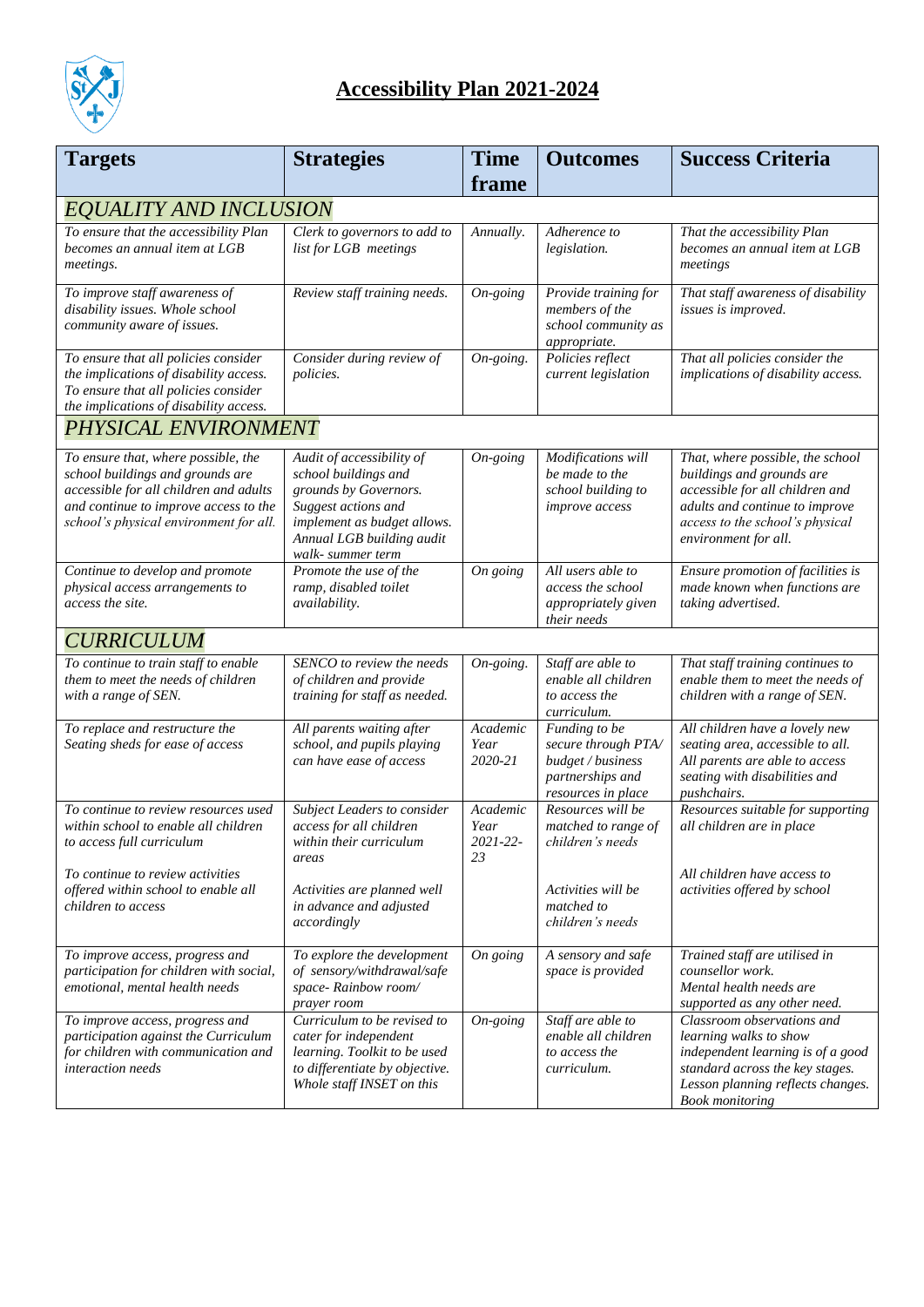# Accessibility Plan 2021-2024

| Targets | Strategies | Time frame | Outcomes | Success Criteria |
|---|---|---|---|---|
| ***EQUALITY AND INCLUSION*** | | | | |
| *To ensure that the accessibility Plan becomes an annual item at LGB meetings.* | *Clerk to governors to add to list for LGB meetings* | *Annually.* | *Adherence to legislation.* | *That the accessibility Plan becomes an annual item at LGB meetings* |
| *To improve staff awareness of disability issues. Whole school community aware of issues.* | *Review staff training needs.* | *On-going* | *Provide training for members of the school community as appropriate.* | *That staff awareness of disability issues is improved.* |
| *To ensure that all policies consider the implications of disability access. To ensure that all policies consider the implications of disability access.* | *Consider during review of policies.* | *On-going.* | *Policies reflect current legislation* | *That all policies consider the implications of disability access.* |
| ***PHYSICAL ENVIRONMENT*** | | | | |
| *To ensure that, where possible, the school buildings and grounds are accessible for all children and adults and continue to improve access to the school's physical environment for all.* | *Audit of accessibility of school buildings and grounds by Governors. Suggest actions and implement as budget allows. Annual LGB building audit walk- summer term* | *On-going* | *Modifications will be made to the school building to improve access* | *That, where possible, the school buildings and grounds are accessible for all children and adults and continue to improve access to the school's physical environment for all.* |
| *Continue to develop and promote physical access arrangements to access the site.* | *Promote the use of the ramp, disabled toilet availability.* | *On going* | *All users able to access the school appropriately given their needs* | *Ensure promotion of facilities is made known when functions are taking advertised.* |
| ***CURRICULUM*** | | | | |
| *To continue to train staff to enable them to meet the needs of children with a range of SEN.* | *SENCO to review the needs of children and provide training for staff as needed.* | *On-going.* | *Staff are able to enable all children to access the curriculum.* | *That staff training continues to enable them to meet the needs of children with a range of SEN.* |
| *To replace and restructure the Seating sheds for ease of access* | *All parents waiting after school, and pupils playing can have ease of access* | *Academic Year 2020-21* | *Funding to be secure through PTA/ budget / business partnerships and resources in place* | *All children have a lovely new seating area, accessible to all. All parents are able to access seating with disabilities and pushchairs.* |
| *To continue to review resources used within school to enable all children to access full curriculum*<br><br>*To continue to review activities offered within school to enable all children to access* | *Subject Leaders to consider access for all children within their curriculum areas*<br><br>*Activities are planned well in advance and adjusted accordingly* | *Academic Year 2021-22-23* | *Resources will be matched to range of children's needs*<br><br>*Activities will be matched to children's needs* | *Resources suitable for supporting all children are in place*<br><br>*All children have access to activities offered by school* |
| *To improve access, progress and participation for children with social, emotional, mental health needs* | *To explore the development of sensory/withdrawal/safe space- Rainbow room/ prayer room* | *On going* | *A sensory and safe space is provided* | *Trained staff are utilised in counsellor work. Mental health needs are supported as any other need.* |
| *To improve access, progress and participation against the Curriculum for children with communication and interaction needs* | *Curriculum to be revised to cater for independent learning. Toolkit to be used to differentiate by objective. Whole staff INSET on this* | *On-going* | *Staff are able to enable all children to access the curriculum.* | *Classroom observations and learning walks to show independent learning is of a good standard across the key stages. Lesson planning reflects changes. Book monitoring* |